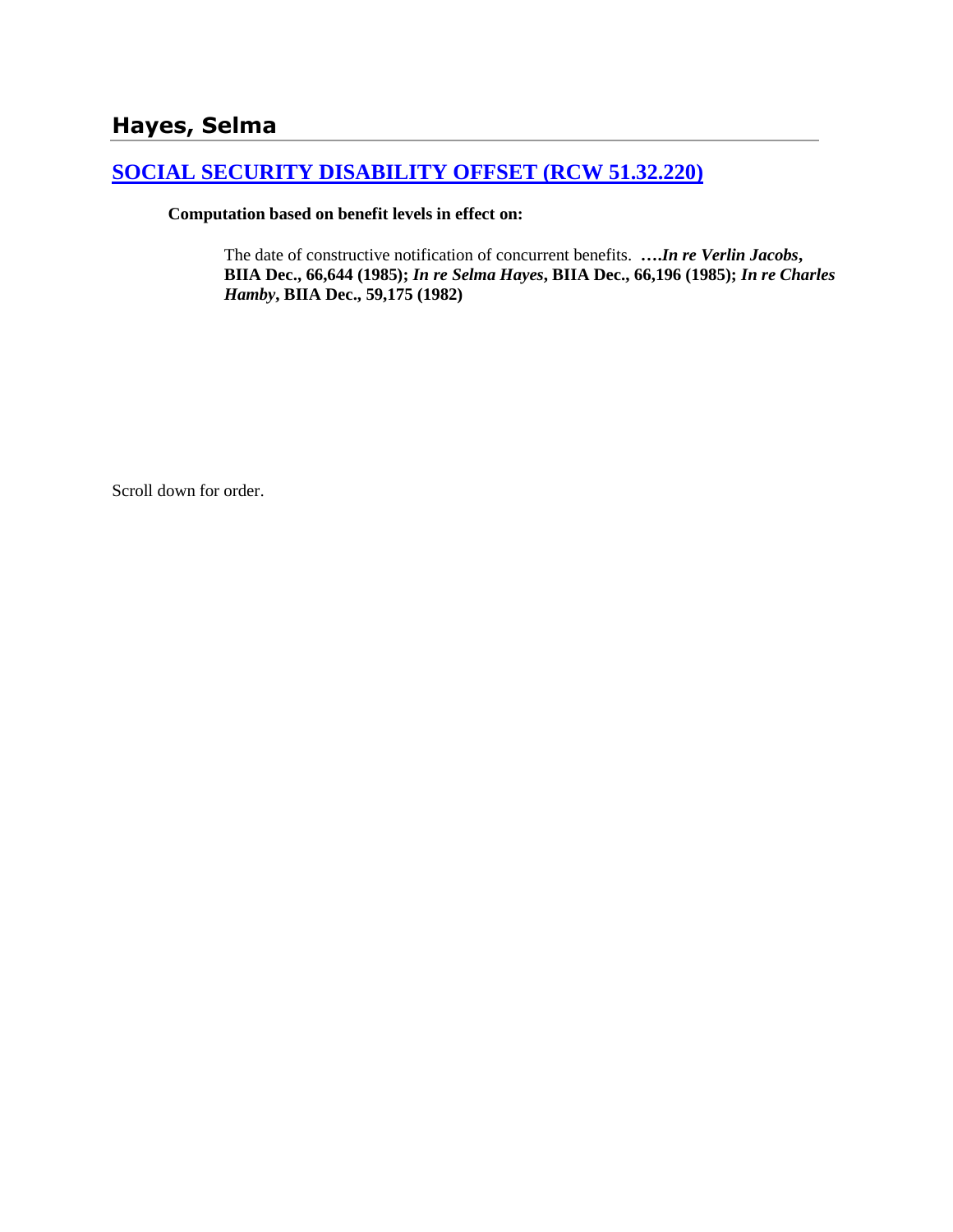## Hayes, Selma

### [SOCIAL SECURITY DISABILITY OFFSET (RCW 51.32.220)]()

**Computation based on benefit levels in effect on:**

The date of constructive notification of concurrent benefits. **….*In re Verlin Jacobs*, BIIA Dec., 66,644 (1985); *In re Selma Hayes*, BIIA Dec., 66,196 (1985); *In re Charles Hamby*, BIIA Dec., 59,175 (1982)**

Scroll down for order.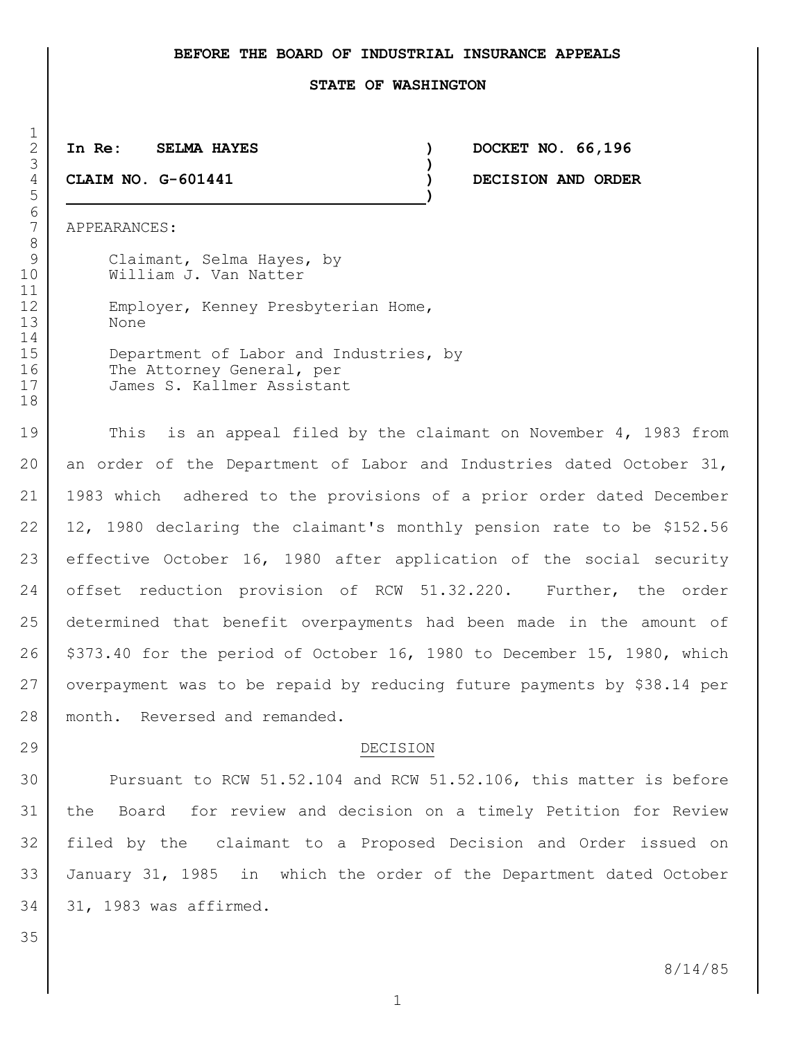**BEFORE THE BOARD OF INDUSTRIAL INSURANCE APPEALS**

**STATE OF WASHINGTON**

**In Re: SELMA HAYES** ) **DOCKET NO. 66,196**

**CLAIM NO. G-601441** ) **DECISION AND ORDER**

APPEARANCES:

Claimant, Selma Hayes, by
William J. Van Natter

Employer, Kenney Presbyterian Home,
None

Department of Labor and Industries, by
The Attorney General, per
James S. Kallmer Assistant

This is an appeal filed by the claimant on November 4, 1983 from an order of the Department of Labor and Industries dated October 31, 1983 which adhered to the provisions of a prior order dated December 12, 1980 declaring the claimant's monthly pension rate to be $152.56 effective October 16, 1980 after application of the social security offset reduction provision of RCW 51.32.220. Further, the order determined that benefit overpayments had been made in the amount of $373.40 for the period of October 16, 1980 to December 15, 1980, which overpayment was to be repaid by reducing future payments by $38.14 per month. Reversed and remanded.

DECISION

Pursuant to RCW 51.52.104 and RCW 51.52.106, this matter is before the Board for review and decision on a timely Petition for Review filed by the claimant to a Proposed Decision and Order issued on January 31, 1985 in which the order of the Department dated October 31, 1983 was affirmed.

8/14/85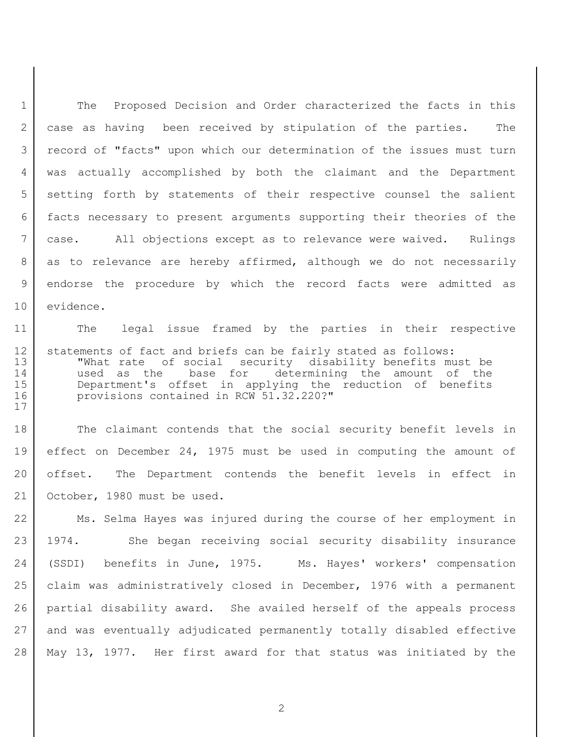The Proposed Decision and Order characterized the facts in this case as having been received by stipulation of the parties. The record of "facts" upon which our determination of the issues must turn was actually accomplished by both the claimant and the Department setting forth by statements of their respective counsel the salient facts necessary to present arguments supporting their theories of the case. All objections except as to relevance were waived. Rulings as to relevance are hereby affirmed, although we do not necessarily endorse the procedure by which the record facts were admitted as evidence.

The legal issue framed by the parties in their respective statements of fact and briefs can be fairly stated as follows:

> "What rate of social security disability benefits must be used as the base for determining the amount of the Department's offset in applying the reduction of benefits provisions contained in RCW 51.32.220?"

The claimant contends that the social security benefit levels in effect on December 24, 1975 must be used in computing the amount of offset. The Department contends the benefit levels in effect in October, 1980 must be used.

Ms. Selma Hayes was injured during the course of her employment in 1974. She began receiving social security disability insurance (SSDI) benefits in June, 1975. Ms. Hayes' workers' compensation claim was administratively closed in December, 1976 with a permanent partial disability award. She availed herself of the appeals process and was eventually adjudicated permanently totally disabled effective May 13, 1977. Her first award for that status was initiated by the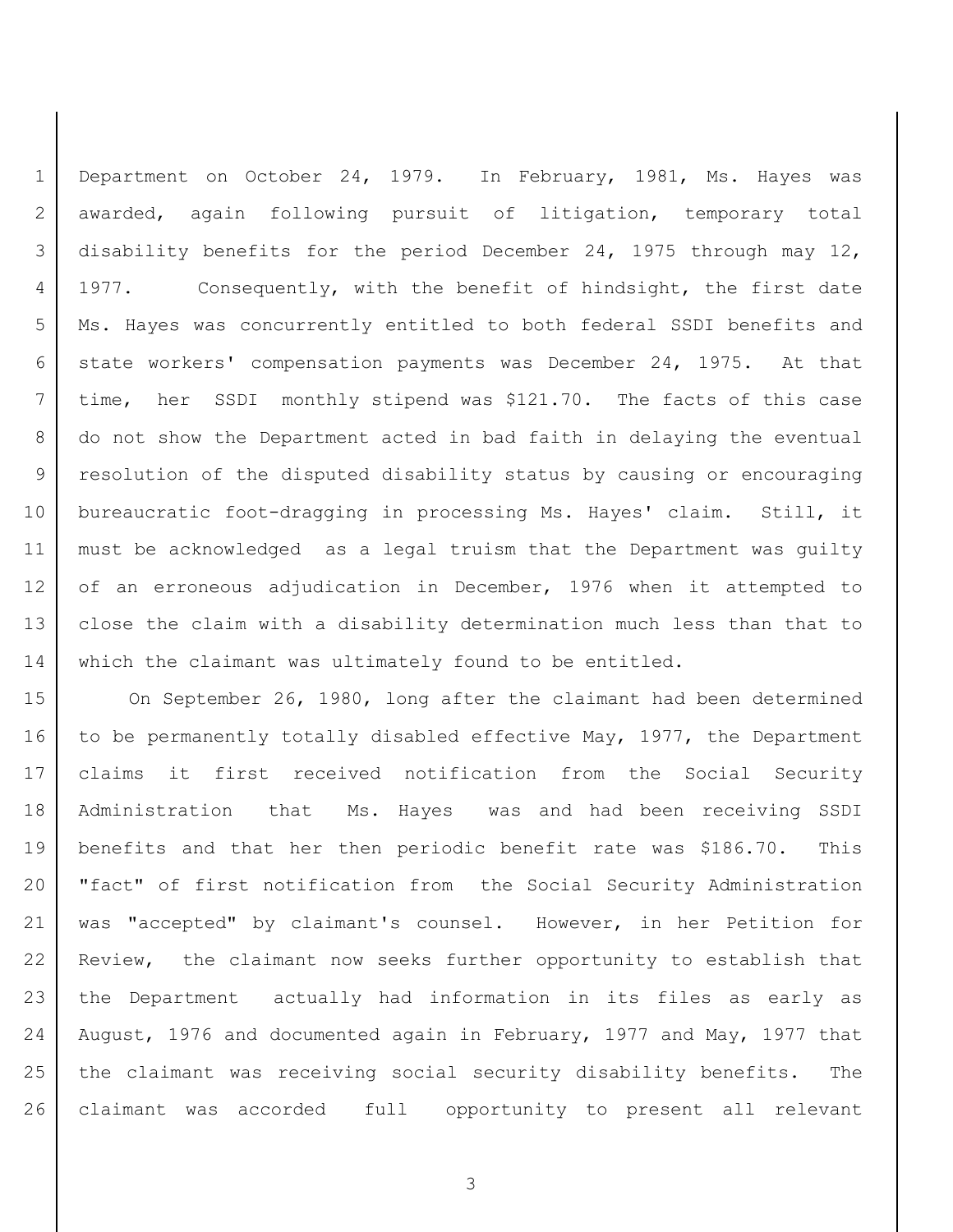Department on October 24, 1979. In February, 1981, Ms. Hayes was awarded, again following pursuit of litigation, temporary total disability benefits for the period December 24, 1975 through may 12, 1977. Consequently, with the benefit of hindsight, the first date Ms. Hayes was concurrently entitled to both federal SSDI benefits and state workers' compensation payments was December 24, 1975. At that time, her SSDI monthly stipend was $121.70. The facts of this case do not show the Department acted in bad faith in delaying the eventual resolution of the disputed disability status by causing or encouraging bureaucratic foot-dragging in processing Ms. Hayes' claim. Still, it must be acknowledged as a legal truism that the Department was guilty of an erroneous adjudication in December, 1976 when it attempted to close the claim with a disability determination much less than that to which the claimant was ultimately found to be entitled.

On September 26, 1980, long after the claimant had been determined to be permanently totally disabled effective May, 1977, the Department claims it first received notification from the Social Security Administration that Ms. Hayes was and had been receiving SSDI benefits and that her then periodic benefit rate was $186.70. This "fact" of first notification from the Social Security Administration was "accepted" by claimant's counsel. However, in her Petition for Review, the claimant now seeks further opportunity to establish that the Department actually had information in its files as early as August, 1976 and documented again in February, 1977 and May, 1977 that the claimant was receiving social security disability benefits. The claimant was accorded full opportunity to present all relevant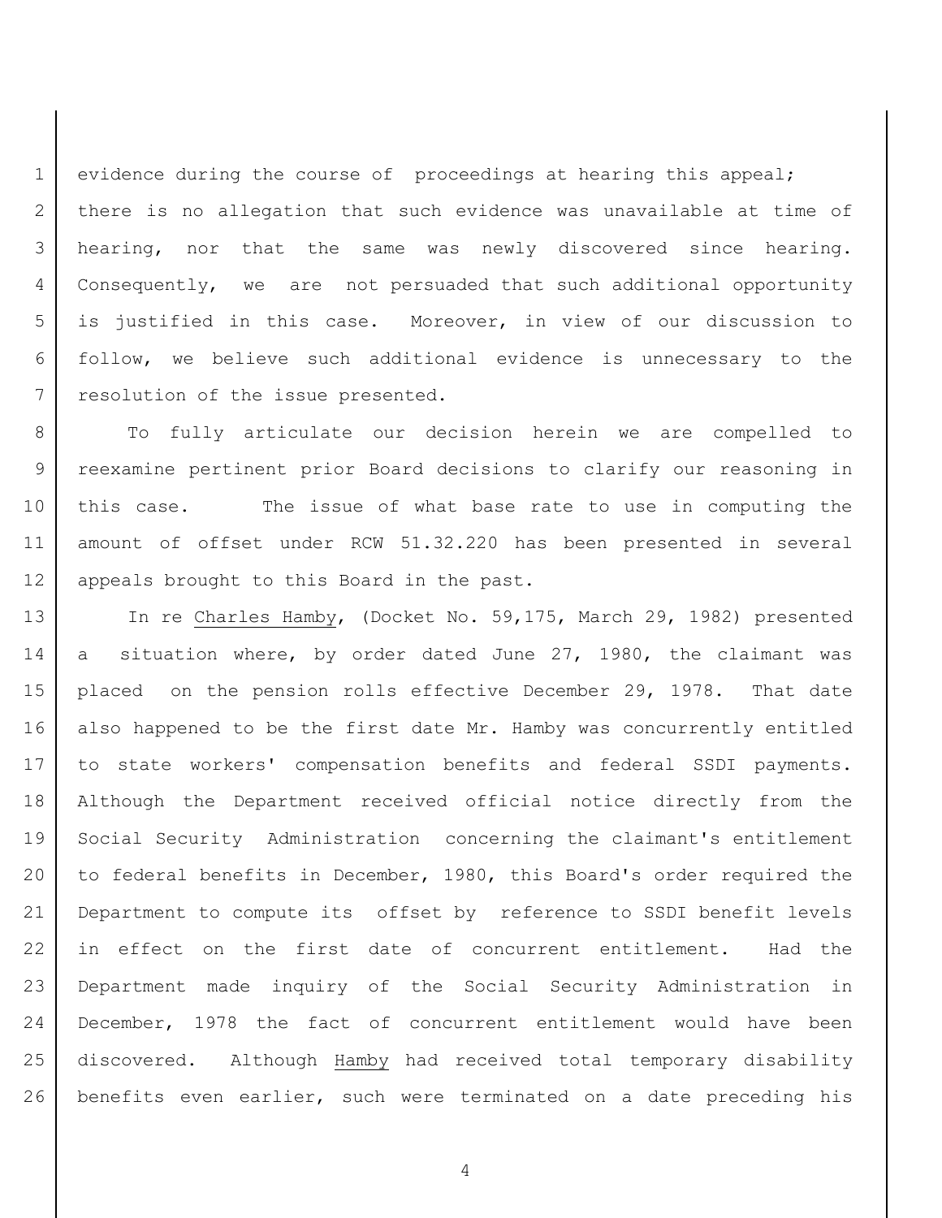evidence during the course of proceedings at hearing this appeal; there is no allegation that such evidence was unavailable at time of hearing, nor that the same was newly discovered since hearing. Consequently, we are not persuaded that such additional opportunity is justified in this case. Moreover, in view of our discussion to follow, we believe such additional evidence is unnecessary to the resolution of the issue presented.

To fully articulate our decision herein we are compelled to reexamine pertinent prior Board decisions to clarify our reasoning in this case. The issue of what base rate to use in computing the amount of offset under RCW 51.32.220 has been presented in several appeals brought to this Board in the past.

In re Charles Hamby, (Docket No. 59,175, March 29, 1982) presented a situation where, by order dated June 27, 1980, the claimant was placed on the pension rolls effective December 29, 1978. That date also happened to be the first date Mr. Hamby was concurrently entitled to state workers' compensation benefits and federal SSDI payments. Although the Department received official notice directly from the Social Security Administration concerning the claimant's entitlement to federal benefits in December, 1980, this Board's order required the Department to compute its offset by reference to SSDI benefit levels in effect on the first date of concurrent entitlement. Had the Department made inquiry of the Social Security Administration in December, 1978 the fact of concurrent entitlement would have been discovered. Although Hamby had received total temporary disability benefits even earlier, such were terminated on a date preceding his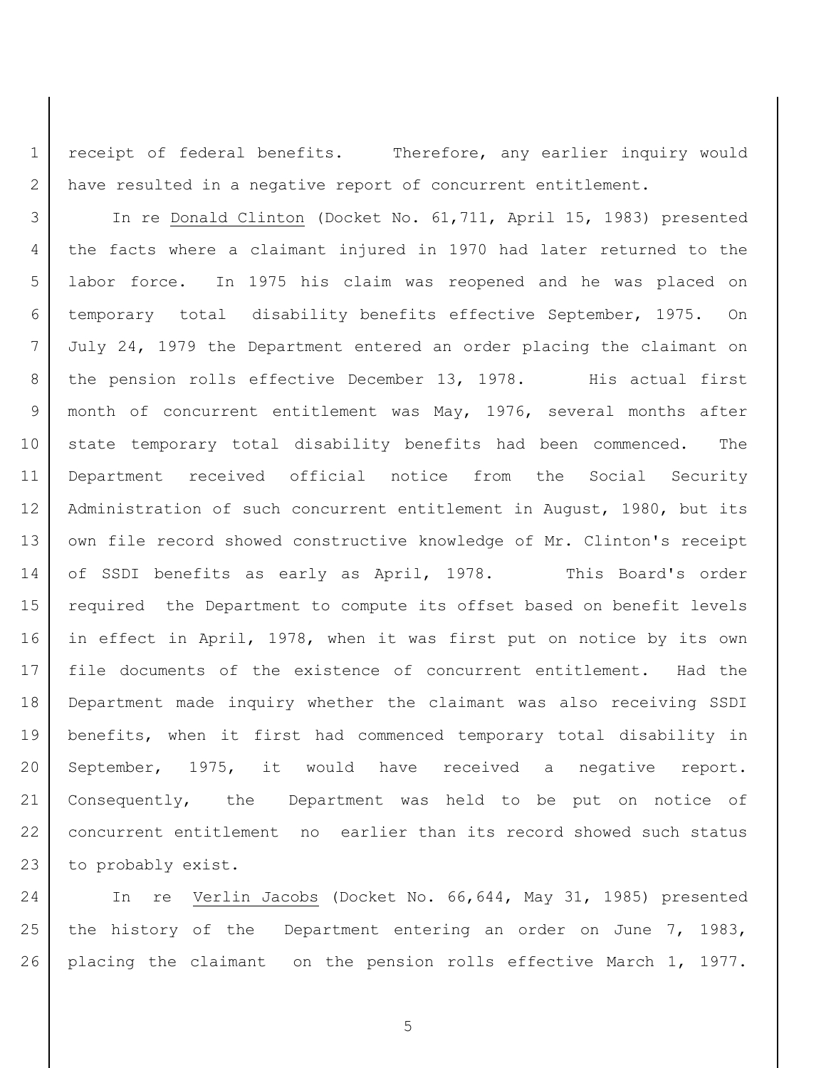receipt of federal benefits. Therefore, any earlier inquiry would have resulted in a negative report of concurrent entitlement.

In re Donald Clinton (Docket No. 61,711, April 15, 1983) presented the facts where a claimant injured in 1970 had later returned to the labor force. In 1975 his claim was reopened and he was placed on temporary total disability benefits effective September, 1975. On July 24, 1979 the Department entered an order placing the claimant on the pension rolls effective December 13, 1978. His actual first month of concurrent entitlement was May, 1976, several months after state temporary total disability benefits had been commenced. The Department received official notice from the Social Security Administration of such concurrent entitlement in August, 1980, but its own file record showed constructive knowledge of Mr. Clinton's receipt of SSDI benefits as early as April, 1978. This Board's order required the Department to compute its offset based on benefit levels in effect in April, 1978, when it was first put on notice by its own file documents of the existence of concurrent entitlement. Had the Department made inquiry whether the claimant was also receiving SSDI benefits, when it first had commenced temporary total disability in September, 1975, it would have received a negative report. Consequently, the Department was held to be put on notice of concurrent entitlement no earlier than its record showed such status to probably exist.

In re Verlin Jacobs (Docket No. 66,644, May 31, 1985) presented the history of the Department entering an order on June 7, 1983, placing the claimant on the pension rolls effective March 1, 1977.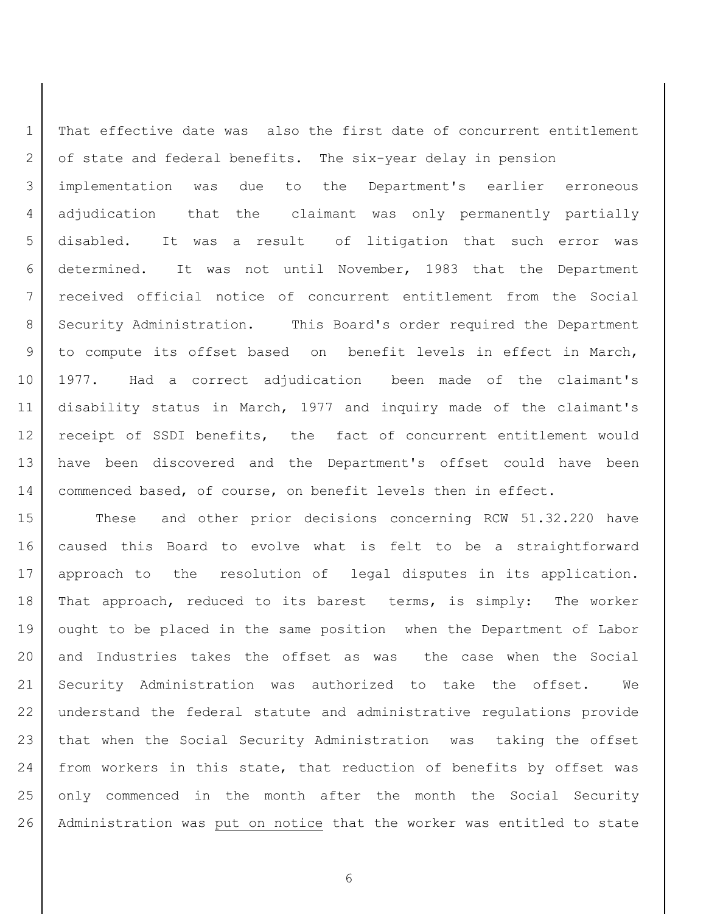That effective date was also the first date of concurrent entitlement of state and federal benefits. The six-year delay in pension implementation was due to the Department's earlier erroneous adjudication that the claimant was only permanently partially disabled. It was a result of litigation that such error was determined. It was not until November, 1983 that the Department received official notice of concurrent entitlement from the Social Security Administration. This Board's order required the Department to compute its offset based on benefit levels in effect in March, 1977. Had a correct adjudication been made of the claimant's disability status in March, 1977 and inquiry made of the claimant's receipt of SSDI benefits, the fact of concurrent entitlement would have been discovered and the Department's offset could have been commenced based, of course, on benefit levels then in effect.

These and other prior decisions concerning RCW 51.32.220 have caused this Board to evolve what is felt to be a straightforward approach to the resolution of legal disputes in its application. That approach, reduced to its barest terms, is simply: The worker ought to be placed in the same position when the Department of Labor and Industries takes the offset as was the case when the Social Security Administration was authorized to take the offset. We understand the federal statute and administrative regulations provide that when the Social Security Administration was taking the offset from workers in this state, that reduction of benefits by offset was only commenced in the month after the month the Social Security Administration was put on notice that the worker was entitled to state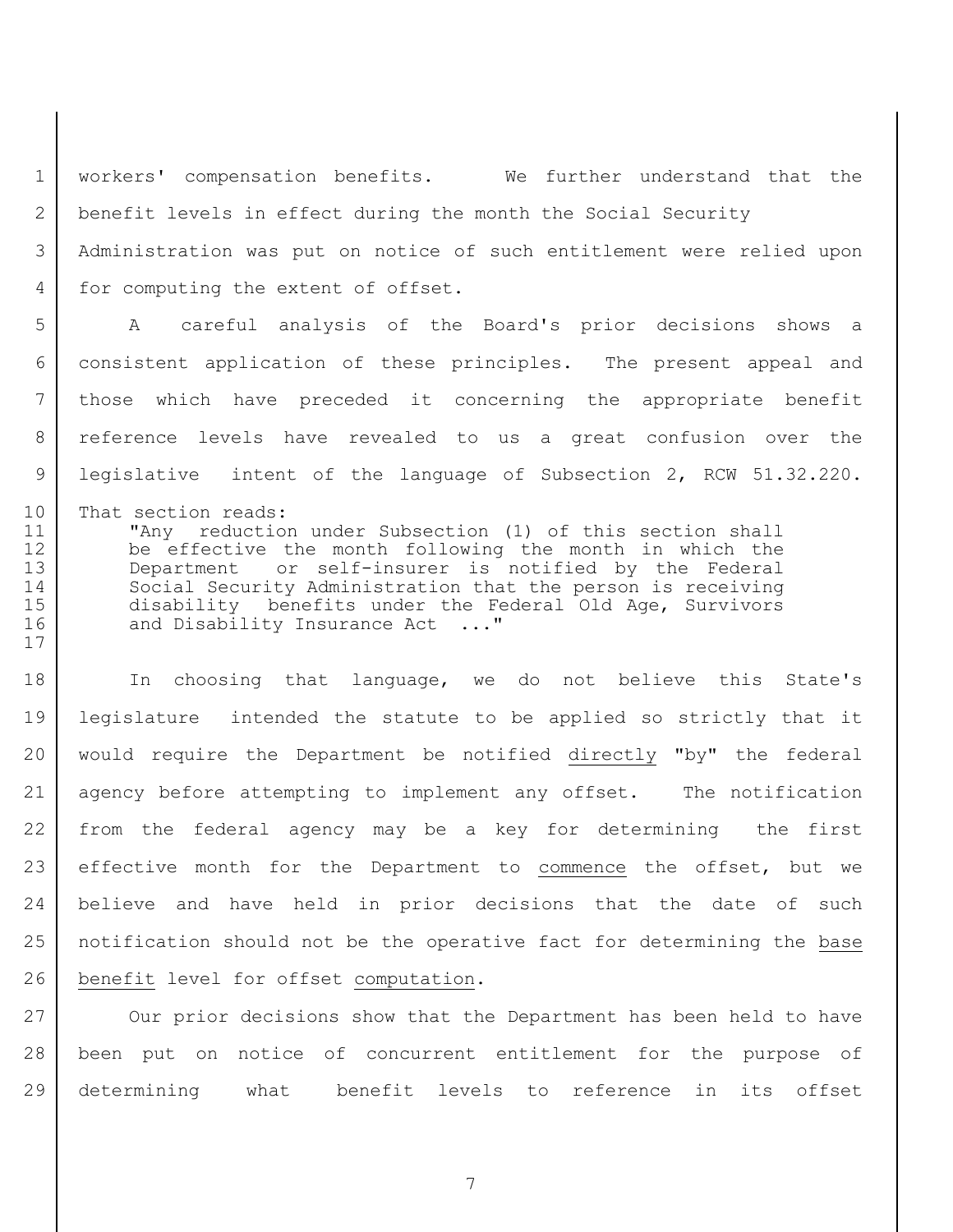workers' compensation benefits. We further understand that the benefit levels in effect during the month the Social Security Administration was put on notice of such entitlement were relied upon for computing the extent of offset.

A careful analysis of the Board's prior decisions shows a consistent application of these principles. The present appeal and those which have preceded it concerning the appropriate benefit reference levels have revealed to us a great confusion over the legislative intent of the language of Subsection 2, RCW 51.32.220. That section reads:

> "Any reduction under Subsection (1) of this section shall be effective the month following the month in which the Department or self-insurer is notified by the Federal Social Security Administration that the person is receiving disability benefits under the Federal Old Age, Survivors and Disability Insurance Act ..."

In choosing that language, we do not believe this State's legislature intended the statute to be applied so strictly that it would require the Department be notified directly "by" the federal agency before attempting to implement any offset. The notification from the federal agency may be a key for determining the first effective month for the Department to commence the offset, but we believe and have held in prior decisions that the date of such notification should not be the operative fact for determining the base benefit level for offset computation.

Our prior decisions show that the Department has been held to have been put on notice of concurrent entitlement for the purpose of determining what benefit levels to reference in its offset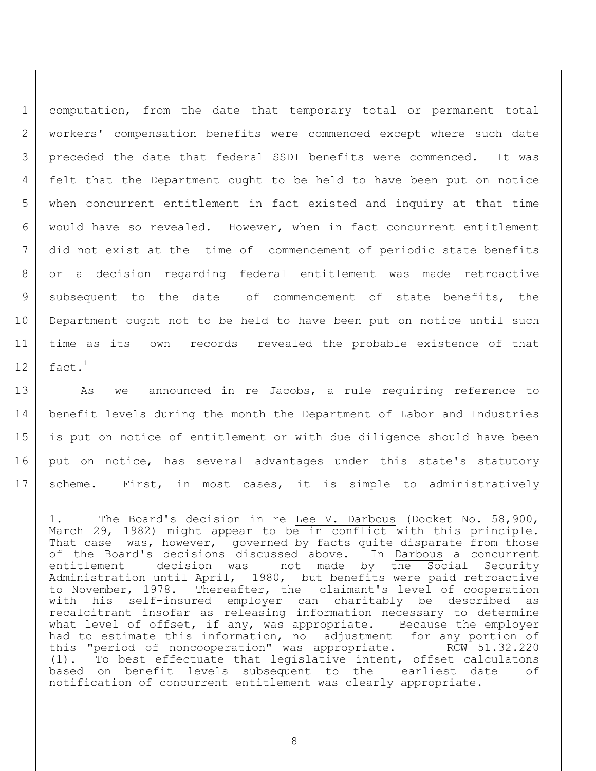computation, from the date that temporary total or permanent total workers' compensation benefits were commenced except where such date preceded the date that federal SSDI benefits were commenced. It was felt that the Department ought to be held to have been put on notice when concurrent entitlement in fact existed and inquiry at that time would have so revealed. However, when in fact concurrent entitlement did not exist at the time of commencement of periodic state benefits or a decision regarding federal entitlement was made retroactive subsequent to the date of commencement of state benefits, the Department ought not to be held to have been put on notice until such time as its own records revealed the probable existence of that fact.[1]

As we announced in re Jacobs, a rule requiring reference to benefit levels during the month the Department of Labor and Industries is put on notice of entitlement or with due diligence should have been put on notice, has several advantages under this state's statutory scheme. First, in most cases, it is simple to administratively

---

1. The Board's decision in re Lee V. Darbous (Docket No. 58,900, March 29, 1982) might appear to be in conflict with this principle. That case was, however, governed by facts quite disparate from those of the Board's decisions discussed above. In Darbous a concurrent entitlement decision was not made by the Social Security Administration until April, 1980, but benefits were paid retroactive to November, 1978. Thereafter, the claimant's level of cooperation with his self-insured employer can charitably be described as recalcitrant insofar as releasing information necessary to determine what level of offset, if any, was appropriate. Because the employer had to estimate this information, no adjustment for any portion of this "period of noncooperation" was appropriate. RCW 51.32.220 (1). To best effectuate that legislative intent, offset calculatons based on benefit levels subsequent to the earliest date of notification of concurrent entitlement was clearly appropriate.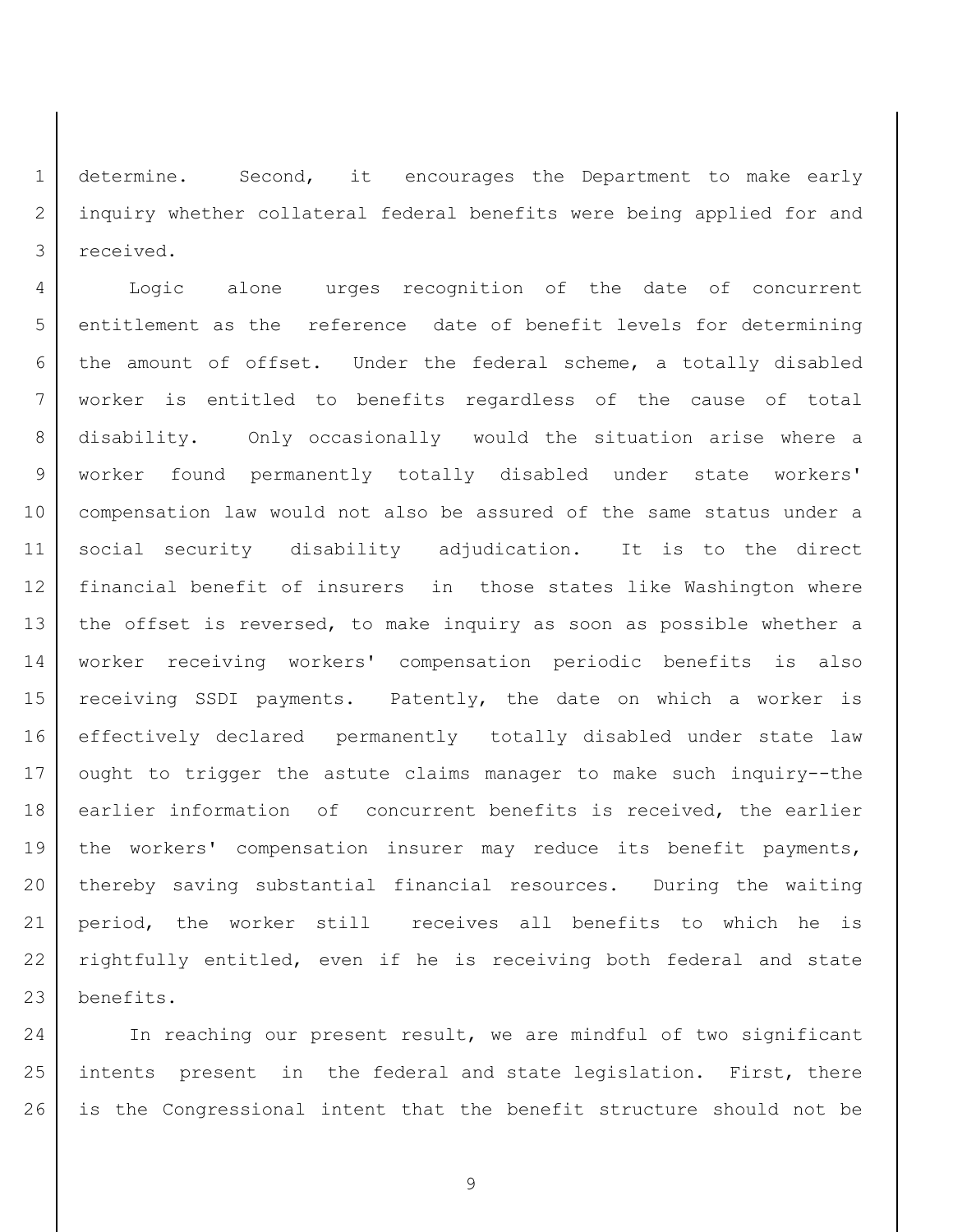determine. Second, it encourages the Department to make early inquiry whether collateral federal benefits were being applied for and received.

Logic alone urges recognition of the date of concurrent entitlement as the reference date of benefit levels for determining the amount of offset. Under the federal scheme, a totally disabled worker is entitled to benefits regardless of the cause of total disability. Only occasionally would the situation arise where a worker found permanently totally disabled under state workers' compensation law would not also be assured of the same status under a social security disability adjudication. It is to the direct financial benefit of insurers in those states like Washington where the offset is reversed, to make inquiry as soon as possible whether a worker receiving workers' compensation periodic benefits is also receiving SSDI payments. Patently, the date on which a worker is effectively declared permanently totally disabled under state law ought to trigger the astute claims manager to make such inquiry--the earlier information of concurrent benefits is received, the earlier the workers' compensation insurer may reduce its benefit payments, thereby saving substantial financial resources. During the waiting period, the worker still receives all benefits to which he is rightfully entitled, even if he is receiving both federal and state benefits.

In reaching our present result, we are mindful of two significant intents present in the federal and state legislation. First, there is the Congressional intent that the benefit structure should not be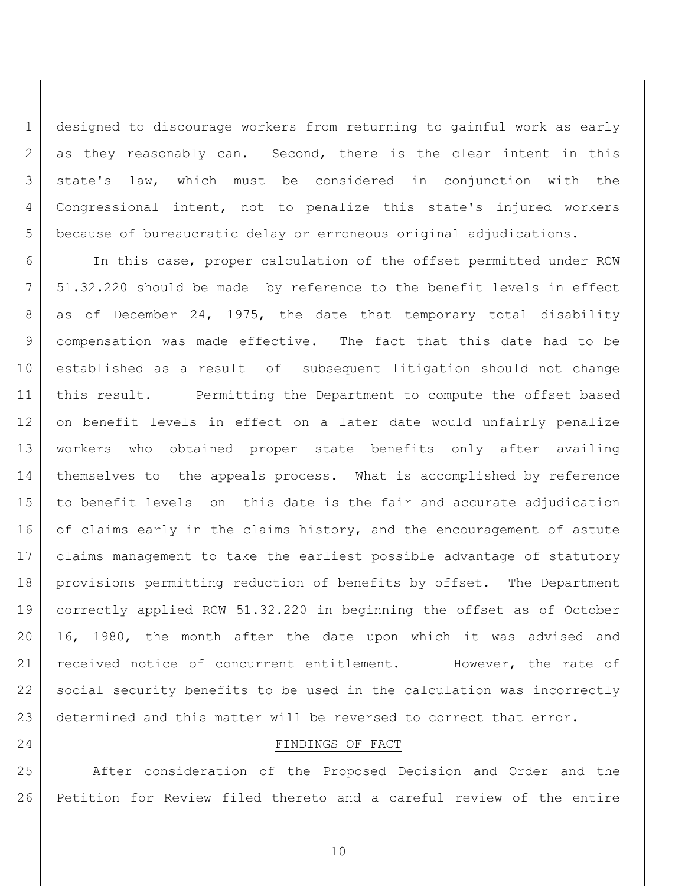designed to discourage workers from returning to gainful work as early as they reasonably can. Second, there is the clear intent in this state's law, which must be considered in conjunction with the Congressional intent, not to penalize this state's injured workers because of bureaucratic delay or erroneous original adjudications.

In this case, proper calculation of the offset permitted under RCW 51.32.220 should be made by reference to the benefit levels in effect as of December 24, 1975, the date that temporary total disability compensation was made effective. The fact that this date had to be established as a result of subsequent litigation should not change this result. Permitting the Department to compute the offset based on benefit levels in effect on a later date would unfairly penalize workers who obtained proper state benefits only after availing themselves to the appeals process. What is accomplished by reference to benefit levels on this date is the fair and accurate adjudication of claims early in the claims history, and the encouragement of astute claims management to take the earliest possible advantage of statutory provisions permitting reduction of benefits by offset. The Department correctly applied RCW 51.32.220 in beginning the offset as of October 16, 1980, the month after the date upon which it was advised and received notice of concurrent entitlement. However, the rate of social security benefits to be used in the calculation was incorrectly determined and this matter will be reversed to correct that error.

## FINDINGS OF FACT

After consideration of the Proposed Decision and Order and the Petition for Review filed thereto and a careful review of the entire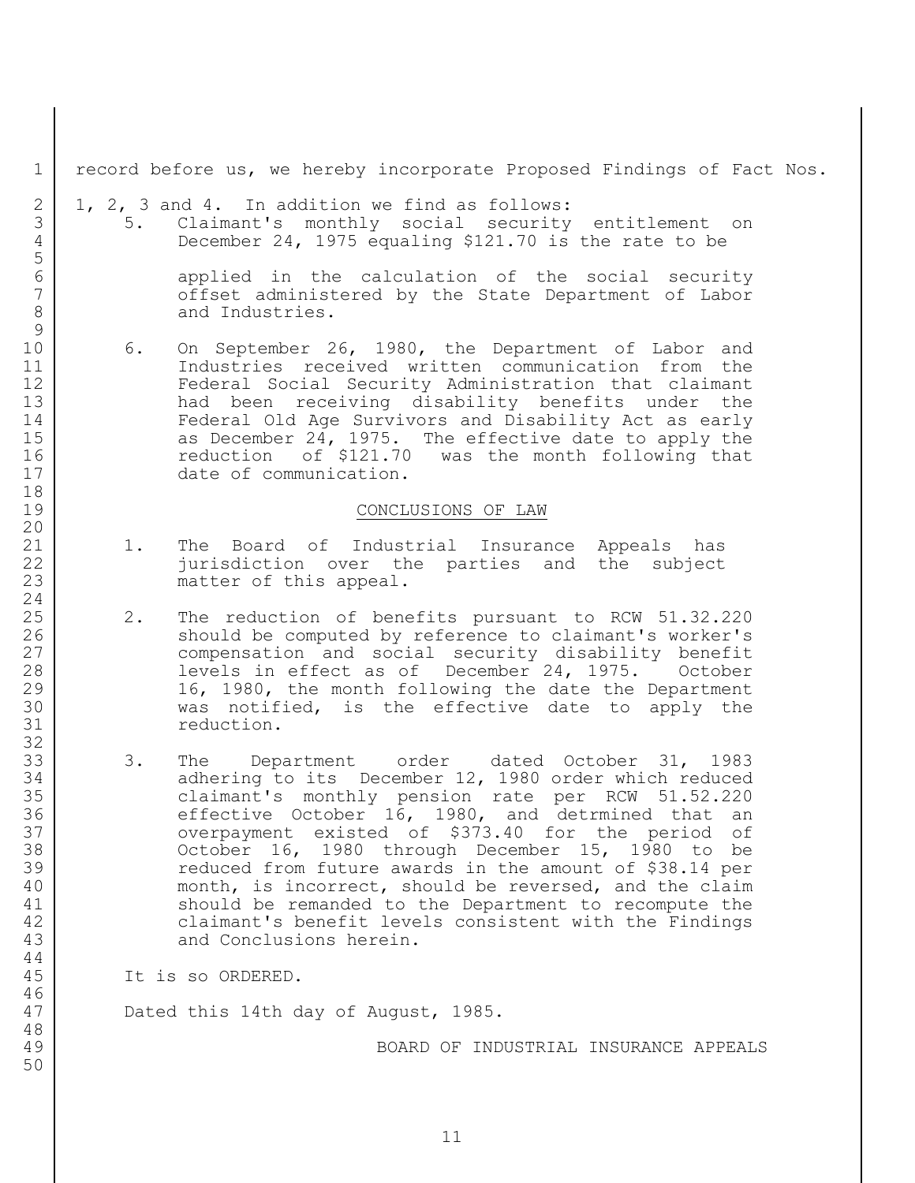record before us, we hereby incorporate Proposed Findings of Fact Nos. 1, 2, 3 and 4. In addition we find as follows:

5. Claimant's monthly social security entitlement on December 24, 1975 equaling $121.70 is the rate to be applied in the calculation of the social security offset administered by the State Department of Labor and Industries.

6. On September 26, 1980, the Department of Labor and Industries received written communication from the Federal Social Security Administration that claimant had been receiving disability benefits under the Federal Old Age Survivors and Disability Act as early as December 24, 1975. The effective date to apply the reduction of $121.70 was the month following that date of communication.

## CONCLUSIONS OF LAW

1. The Board of Industrial Insurance Appeals has jurisdiction over the parties and the subject matter of this appeal.

2. The reduction of benefits pursuant to RCW 51.32.220 should be computed by reference to claimant's worker's compensation and social security disability benefit levels in effect as of December 24, 1975. October 16, 1980, the month following the date the Department was notified, is the effective date to apply the reduction.

3. The Department order dated October 31, 1983 adhering to its December 12, 1980 order which reduced claimant's monthly pension rate per RCW 51.52.220 effective October 16, 1980, and detrmined that an overpayment existed of $373.40 for the period of October 16, 1980 through December 15, 1980 to be reduced from future awards in the amount of $38.14 per month, is incorrect, should be reversed, and the claim should be remanded to the Department to recompute the claimant's benefit levels consistent with the Findings and Conclusions herein.

It is so ORDERED.

Dated this 14th day of August, 1985.

BOARD OF INDUSTRIAL INSURANCE APPEALS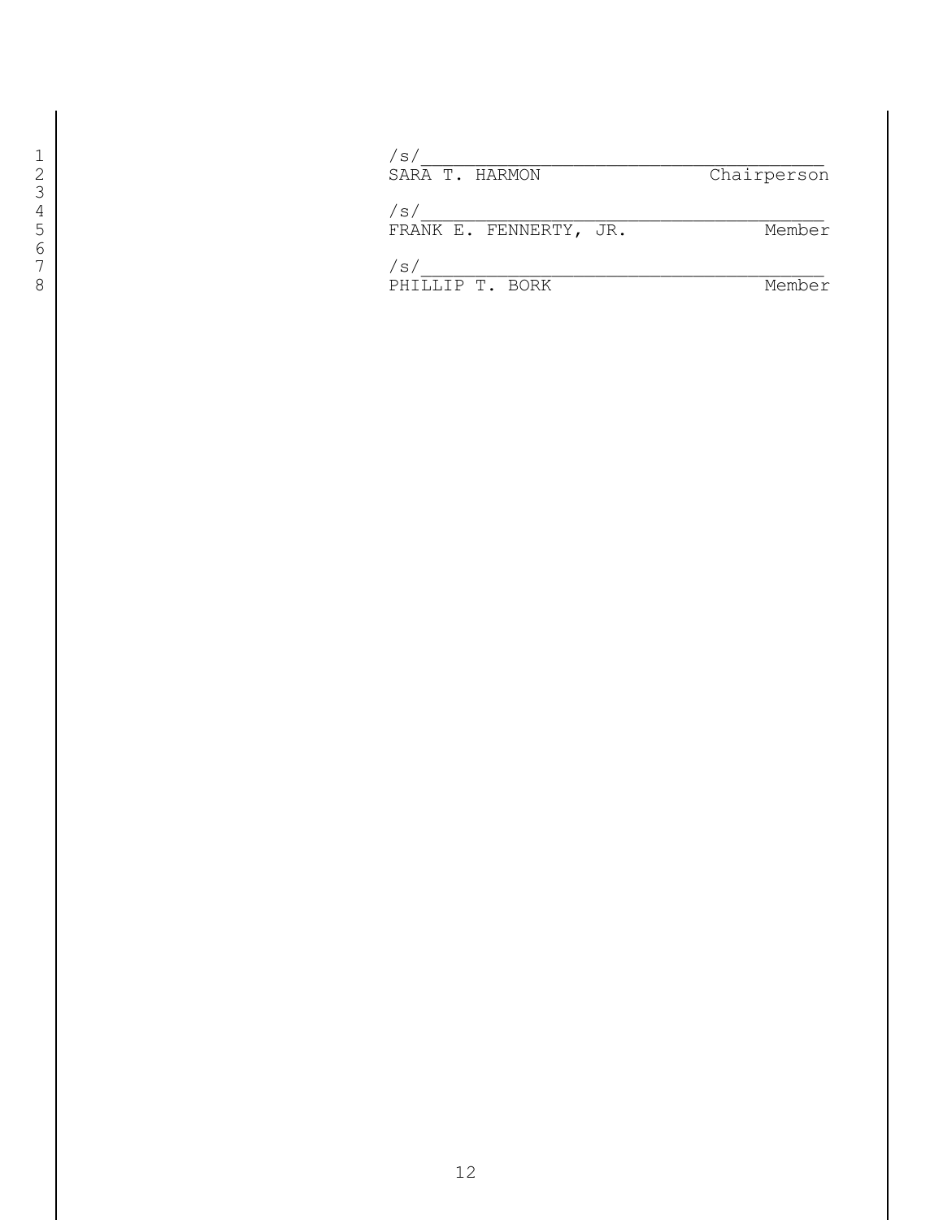/s/\_\_\_\_\_\_\_\_\_\_\_\_\_\_\_\_\_\_\_\_\_\_\_\_\_\_\_\_\_\_\_\_\_\_\_\_\_\_
SARA T. HARMON Chairperson

/s/\_\_\_\_\_\_\_\_\_\_\_\_\_\_\_\_\_\_\_\_\_\_\_\_\_\_\_\_\_\_\_\_\_\_\_\_\_\_
FRANK E. FENNERTY, JR. Member

/s/\_\_\_\_\_\_\_\_\_\_\_\_\_\_\_\_\_\_\_\_\_\_\_\_\_\_\_\_\_\_\_\_\_\_\_\_\_\_
PHILLIP T. BORK Member